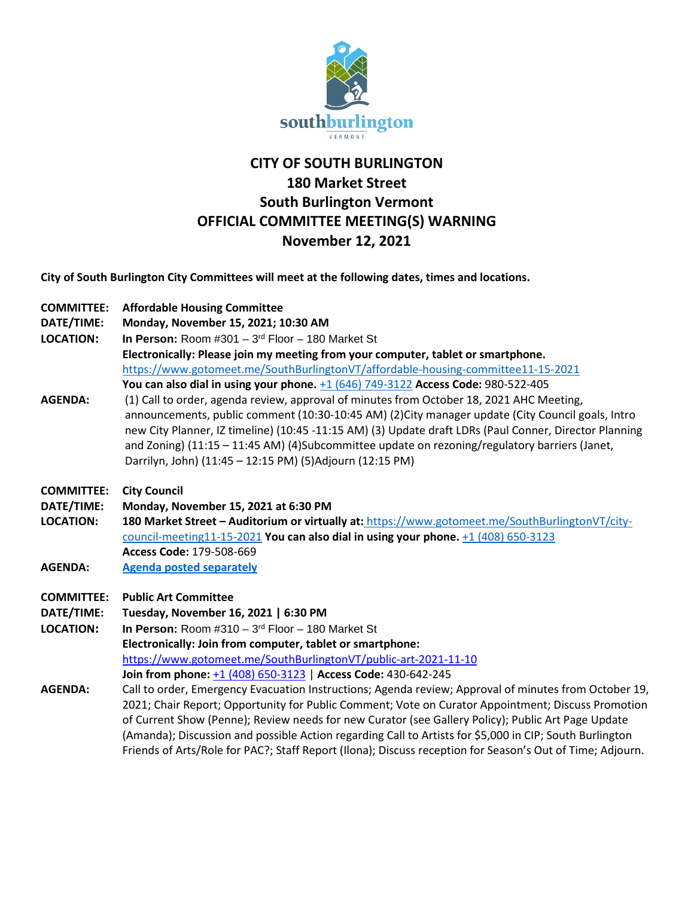southburlington
VERMONT

# CITY OF SOUTH BURLINGTON
## 180 Market Street
## South Burlington Vermont
## OFFICIAL COMMITTEE MEETING(S) WARNING
## November 12, 2021

**City of South Burlington City Committees will meet at the following dates, times and locations.**

**COMMITTEE:** **Affordable Housing Committee**
**DATE/TIME:** **Monday, November 15, 2021; 10:30 AM**
**LOCATION:** **In Person:** Room #301 – 3rd Floor – 180 Market St
**Electronically: Please join my meeting from your computer, tablet or smartphone.**
https://www.gotomeet.me/SouthBurlingtonVT/affordable-housing-committee11-15-2021
**You can also dial in using your phone.** +1 (646) 749-3122 **Access Code:** 980-522-405
**AGENDA:** (1) Call to order, agenda review, approval of minutes from October 18, 2021 AHC Meeting, announcements, public comment (10:30-10:45 AM) (2)City manager update (City Council goals, Intro new City Planner, IZ timeline) (10:45 -11:15 AM) (3) Update draft LDRs (Paul Conner, Director Planning and Zoning) (11:15 – 11:45 AM) (4)Subcommittee update on rezoning/regulatory barriers (Janet, Darrilyn, John) (11:45 – 12:15 PM) (5)Adjourn (12:15 PM)

**COMMITTEE:** **City Council**
**DATE/TIME:** **Monday, November 15, 2021 at 6:30 PM**
**LOCATION:** **180 Market Street – Auditorium or virtually at:** https://www.gotomeet.me/SouthBurlingtonVT/city-council-meeting11-15-2021 **You can also dial in using your phone.** +1 (408) 650-3123 **Access Code:** 179-508-669
**AGENDA:** **Agenda posted separately**

**COMMITTEE:** **Public Art Committee**
**DATE/TIME:** **Tuesday, November 16, 2021 | 6:30 PM**
**LOCATION:** **In Person:** Room #310 – 3rd Floor – 180 Market St
**Electronically: Join from computer, tablet or smartphone:**
https://www.gotomeet.me/SouthBurlingtonVT/public-art-2021-11-10
**Join from phone:** +1 (408) 650-3123 | **Access Code:** 430-642-245
**AGENDA:** Call to order, Emergency Evacuation Instructions; Agenda review; Approval of minutes from October 19, 2021; Chair Report; Opportunity for Public Comment; Vote on Curator Appointment; Discuss Promotion of Current Show (Penne); Review needs for new Curator (see Gallery Policy); Public Art Page Update (Amanda); Discussion and possible Action regarding Call to Artists for $5,000 in CIP; South Burlington Friends of Arts/Role for PAC?; Staff Report (Ilona); Discuss reception for Season's Out of Time; Adjourn.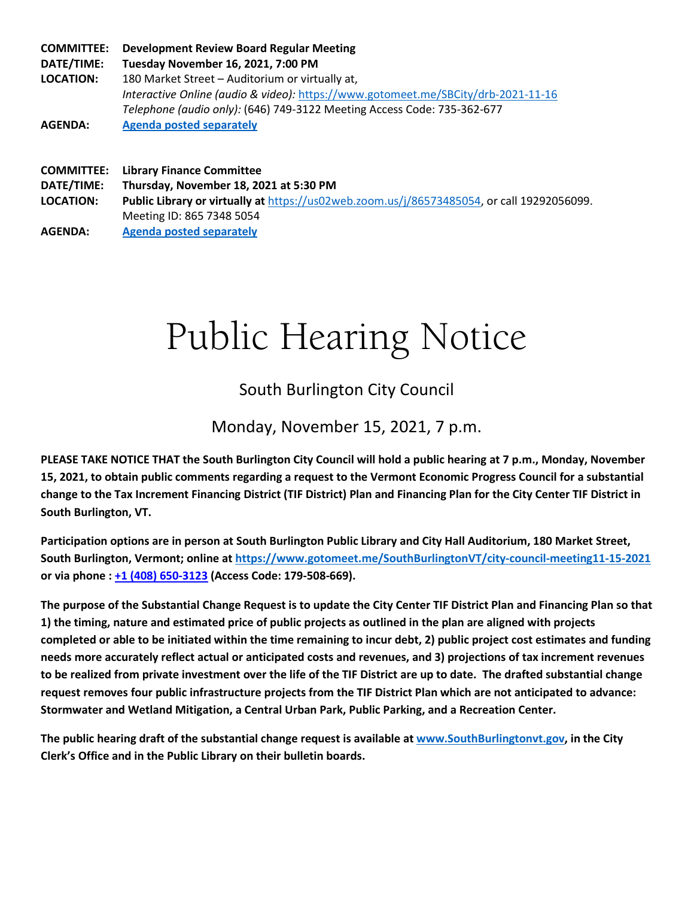**COMMITTEE:** **Development Review Board Regular Meeting**
**DATE/TIME:** **Tuesday November 16, 2021, 7:00 PM**
**LOCATION:** 180 Market Street – Auditorium or virtually at,
*Interactive Online (audio & video):* https://www.gotomeet.me/SBCity/drb-2021-11-16
*Telephone (audio only):* (646) 749-3122 Meeting Access Code: 735-362-677
**AGENDA:** **Agenda posted separately**

**COMMITTEE:** **Library Finance Committee**
**DATE/TIME:** **Thursday, November 18, 2021 at 5:30 PM**
**LOCATION:** **Public Library or virtually at** https://us02web.zoom.us/j/86573485054, or call 19292056099. Meeting ID: 865 7348 5054
**AGENDA:** **Agenda posted separately**

# Public Hearing Notice

## South Burlington City Council

## Monday, November 15, 2021, 7 p.m.

**PLEASE TAKE NOTICE THAT the South Burlington City Council will hold a public hearing at 7 p.m., Monday, November 15, 2021, to obtain public comments regarding a request to the Vermont Economic Progress Council for a substantial change to the Tax Increment Financing District (TIF District) Plan and Financing Plan for the City Center TIF District in South Burlington, VT.**

**Participation options are in person at South Burlington Public Library and City Hall Auditorium, 180 Market Street, South Burlington, Vermont; online at https://www.gotomeet.me/SouthBurlingtonVT/city-council-meeting11-15-2021 or via phone : +1 (408) 650-3123 (Access Code: 179-508-669).**

**The purpose of the Substantial Change Request is to update the City Center TIF District Plan and Financing Plan so that 1) the timing, nature and estimated price of public projects as outlined in the plan are aligned with projects completed or able to be initiated within the time remaining to incur debt, 2) public project cost estimates and funding needs more accurately reflect actual or anticipated costs and revenues, and 3) projections of tax increment revenues to be realized from private investment over the life of the TIF District are up to date. The drafted substantial change request removes four public infrastructure projects from the TIF District Plan which are not anticipated to advance: Stormwater and Wetland Mitigation, a Central Urban Park, Public Parking, and a Recreation Center.**

**The public hearing draft of the substantial change request is available at www.SouthBurlingtonvt.gov, in the City Clerk's Office and in the Public Library on their bulletin boards.**